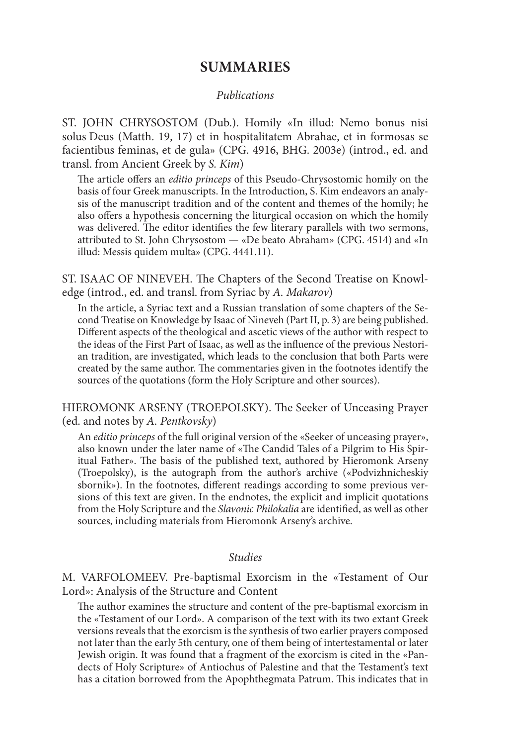# SUMMARIES

## *Publications*

ST. JOHN CHRYSOSTOM (Dub.). Homily «In illud: Nemo bonus nisi solus Deus (Matth. 19, 17) et in hospitalitatem Abrahae, et in formosas se facientibus feminas, et de gula» (CPG. 4916, BHG. 2003e) (introd., ed. and transl. from Ancient Greek by *S. Kim*)

The article offers an *editio princeps* of this Pseudo-Chrysostomic homily on the basis of four Greek manuscripts. In the Introduction, S. Kim endeavors an analysis of the manuscript tradition and of the content and themes of the homily; he also offers a hypothesis concerning the liturgical occasion on which the homily was delivered. The editor identifies the few literary parallels with two sermons, attributed to St. John Chrysostom — «De beato Abraham» (CPG. 4514) and «In illud: Messis quidem multa» (CPG. 4441.11).

ST. ISAAC OF NINEVEH. The Chapters of the Second Treatise on Knowledge (introd., ed. and transl. from Syriac by *A. Makarov*)

In the article, a Syriac text and a Russian translation of some chapters of the Second Treatise on Knowledge by Isaac of Nineveh (Part II, p. 3) are being published. Different aspects of the theological and ascetic views of the author with respect to the ideas of the First Part of Isaac, as well as the influence of the previous Nestorian tradition, are investigated, which leads to the conclusion that both Parts were created by the same author. The commentaries given in the footnotes identify the sources of the quotations (form the Holy Scripture and other sources).

HIEROMONK ARSENY (TROEPOLSKY). The Seeker of Unceasing Prayer (ed. and notes by *A. Pentkovsky*)

An *editio princeps* of the full original version of the «Seeker of unceasing prayer», also known under the later name of «The Candid Tales of a Pilgrim to His Spiritual Father». The basis of the published text, authored by Hieromonk Arseny (Troepolsky), is the autograph from the author's archive («Podvizhnicheskiy sbornik»). In the footnotes, different readings according to some previous versions of this text are given. In the endnotes, the explicit and implicit quotations from the Holy Scripture and the *Slavonic Philokalia* are identified, as well as other sources, including materials from Hieromonk Arseny's archive.

## *Studies*

M. VARFOLOMEEV. Pre-baptismal Exorcism in the «Testament of Our Lord»: Analysis of the Structure and Content

The author examines the structure and content of the pre-baptismal exorcism in the «Testament of our Lord». A comparison of the text with its two extant Greek versions reveals that the exorcism is the synthesis of two earlier prayers composed not later than the early 5th century, one of them being of intertestamental or later Jewish origin. It was found that a fragment of the exorcism is cited in the «Pandects of Holy Scripture» of Antiochus of Palestine and that the Testament's text has a citation borrowed from the Apophthegmata Patrum. This indicates that in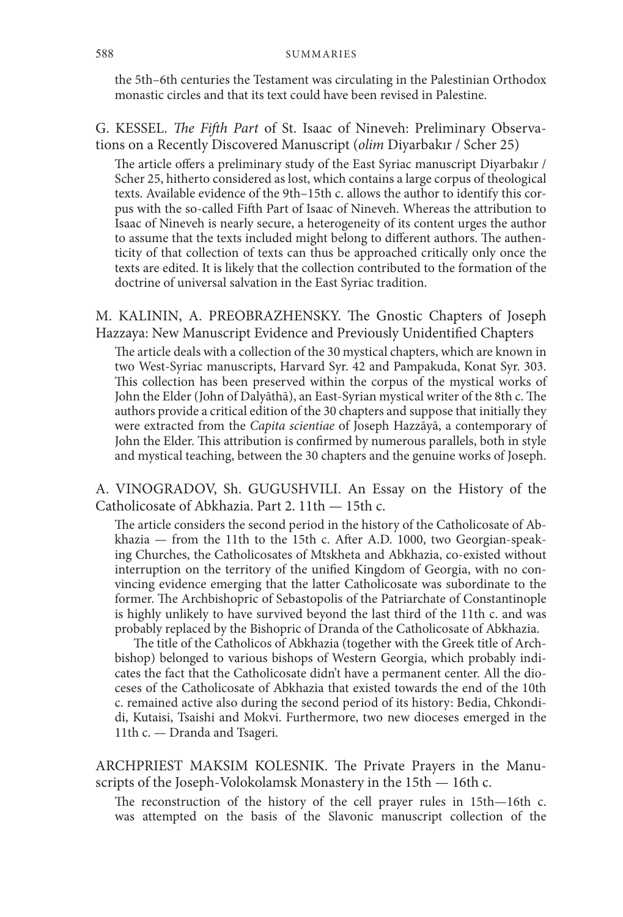the 5th–6th centuries the Testament was circulating in the Palestinian Orthodox monastic circles and that its text could have been revised in Palestine.

G. KESSEL. *The Fifth Part* of St. Isaac of Nineveh: Preliminary Observations on a Recently Discovered Manuscript (*olim* Diyarbakır / Scher 25)

The article offers a preliminary study of the East Syriac manuscript Diyarbakır / Scher 25, hitherto considered as lost, which contains a large corpus of theological texts. Available evidence of the 9th–15th c. allows the author to identify this corpus with the so-called Fifth Part of Isaac of Nineveh. Whereas the attribution to Isaac of Nineveh is nearly secure, a heterogeneity of its content urges the author to assume that the texts included might belong to different authors. The authenticity of that collection of texts can thus be approached critically only once the texts are edited. It is likely that the collection contributed to the formation of the doctrine of universal salvation in the East Syriac tradition.

M. KALININ, A. PREOBRAZHENSKY. The Gnostic Chapters of Joseph Hazzaya: New Manuscript Evidence and Previously Unidentified Chapters

The article deals with a collection of the 30 mystical chapters, which are known in two West-Syriac manuscripts, Harvard Syr. 42 and Pampakuda, Konat Syr. 303. This collection has been preserved within the corpus of the mystical works of John the Elder (John of Dalyāthā), an East-Syrian mystical writer of the 8th c. The authors provide a critical edition of the 30 chapters and suppose that initially they were extracted from the *Capita scientiae* of Joseph Hazzāyā, a contemporary of John the Elder. This attribution is confirmed by numerous parallels, both in style and mystical teaching, between the 30 chapters and the genuine works of Joseph.

A. VINOGRADOV, Sh. GUGUSHVILI. An Essay on the History of the Catholicosate of Abkhazia. Part 2. 11th — 15th c.

The article considers the second period in the history of the Catholicosate of Abkhazia — from the 11th to the 15th c. After A.D. 1000, two Georgian-speaking Churches, the Catholicosates of Mtskheta and Abkhazia, co-existed without interruption on the territory of the unified Kingdom of Georgia, with no convincing evidence emerging that the latter Catholicosate was subordinate to the former. The Archbishopric of Sebastopolis of the Patriarchate of Constantinople is highly unlikely to have survived beyond the last third of the 11th c. and was probably replaced by the Bishopric of Dranda of the Catholicosate of Abkhazia.

The title of the Catholicos of Abkhazia (together with the Greek title of Archbishop) belonged to various bishops of Western Georgia, which probably indicates the fact that the Catholicosate didn't have a permanent center. All the dioceses of the Catholicosate of Abkhazia that existed towards the end of the 10th c. remained active also during the second period of its history: Bedia, Chkondidi, Kutaisi, Tsaishi and Mokvi. Furthermore, two new dioceses emerged in the 11th c. — Dranda and Tsageri.

ARCHPRIEST MAKSIM KOLESNIK. The Private Prayers in the Manuscripts of the Joseph-Volokolamsk Monastery in the 15th — 16th c.

The reconstruction of the history of the cell prayer rules in 15th—16th c. was attempted on the basis of the Slavonic manuscript collection of the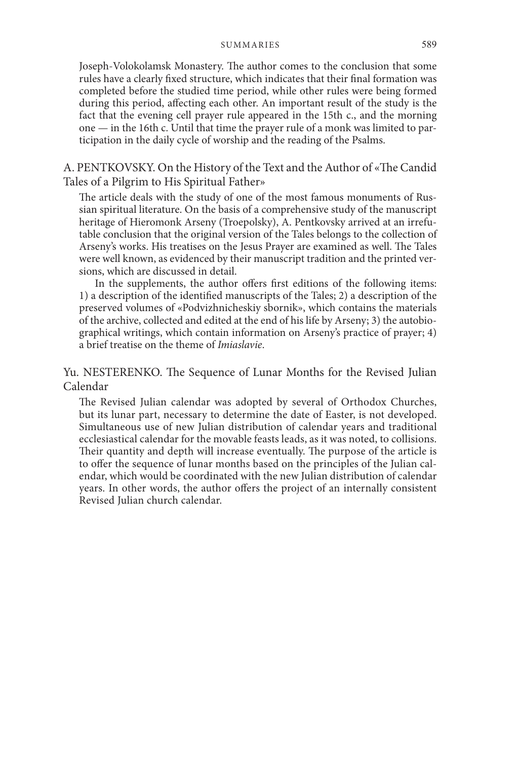Joseph-Volokolamsk Monastery. The author comes to the conclusion that some rules have a clearly fixed structure, which indicates that their final formation was completed before the studied time period, while other rules were being formed during this period, affecting each other. An important result of the study is the fact that the evening cell prayer rule appeared in the 15th c., and the morning one — in the 16th c. Until that time the prayer rule of a monk was limited to participation in the daily cycle of worship and the reading of the Psalms.

## A. PENTKOVSKY. On the History of the Text and the Author of «The Candid Tales of a Pilgrim to His Spiritual Father»

The article deals with the study of one of the most famous monuments of Russian spiritual literature. On the basis of a comprehensive study of the manuscript heritage of Hieromonk Arseny (Troepolsky), A. Pentkovsky arrived at an irrefutable conclusion that the original version of the Tales belongs to the collection of Arseny's works. His treatises on the Jesus Prayer are examined as well. The Tales were well known, as evidenced by their manuscript tradition and the printed versions, which are discussed in detail.

In the supplements, the author offers first editions of the following items: 1) a description of the identified manuscripts of the Tales; 2) a description of the preserved volumes of «Podvizhnicheskiy sbornik», which contains the materials of the archive, collected and edited at the end of his life by Arseny; 3) the autobiographical writings, which contain information on Arseny's practice of prayer; 4) a brief treatise on the theme of *Imiaslavie*.

## Yu. NESTERENKO. The Sequence of Lunar Months for the Revised Julian Calendar

The Revised Julian calendar was adopted by several of Orthodox Churches, but its lunar part, necessary to determine the date of Easter, is not developed. Simultaneous use of new Julian distribution of calendar years and traditional ecclesiastical calendar for the movable feasts leads, as it was noted, to collisions. Their quantity and depth will increase eventually. The purpose of the article is to offer the sequence of lunar months based on the principles of the Julian calendar, which would be coordinated with the new Julian distribution of calendar years. In other words, the author offers the project of an internally consistent Revised Julian church calendar.